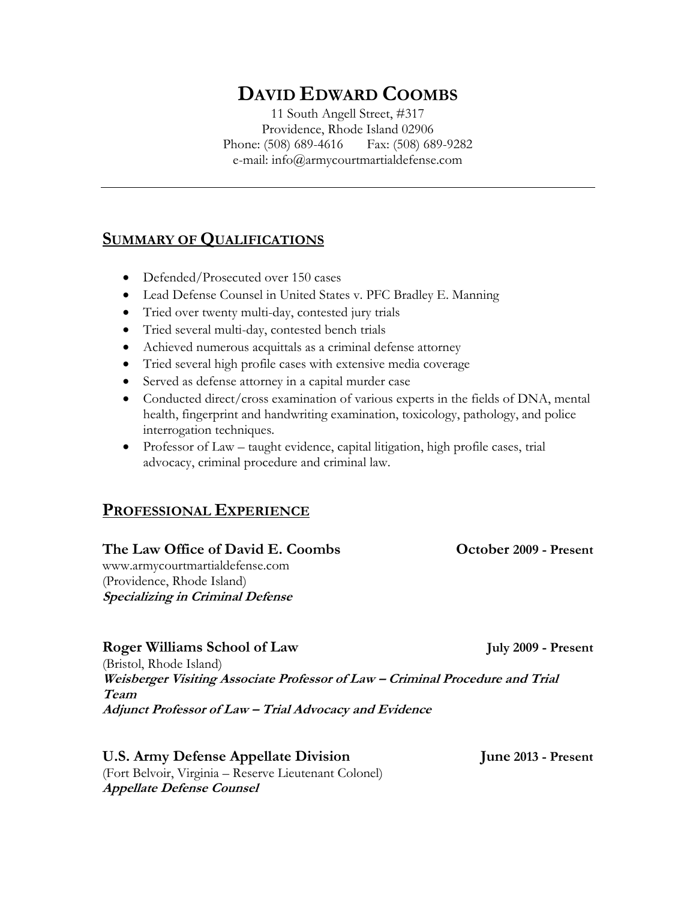# DAVID EDWARD COOMBS

11 South Angell Street, #317
Providence, Rhode Island 02906
Phone: (508) 689-4616 Fax: (508) 689-9282
e-mail: info@armycourtmartialdefense.com

---

## SUMMARY OF QUALIFICATIONS

- Defended/Prosecuted over 150 cases
- Lead Defense Counsel in United States v. PFC Bradley E. Manning
- Tried over twenty multi-day, contested jury trials
- Tried several multi-day, contested bench trials
- Achieved numerous acquittals as a criminal defense attorney
- Tried several high profile cases with extensive media coverage
- Served as defense attorney in a capital murder case
- Conducted direct/cross examination of various experts in the fields of DNA, mental health, fingerprint and handwriting examination, toxicology, pathology, and police interrogation techniques.
- Professor of Law – taught evidence, capital litigation, high profile cases, trial advocacy, criminal procedure and criminal law.

## PROFESSIONAL EXPERIENCE

### The Law Office of David E. Coombs — October 2009 - Present

www.armycourtmartialdefense.com
(Providence, Rhode Island)
***Specializing in Criminal Defense***

### Roger Williams School of Law — July 2009 - Present

(Bristol, Rhode Island)
***Weisberger Visiting Associate Professor of Law – Criminal Procedure and Trial Team***
***Adjunct Professor of Law – Trial Advocacy and Evidence***

### U.S. Army Defense Appellate Division — June 2013 - Present

(Fort Belvoir, Virginia – Reserve Lieutenant Colonel)
***Appellate Defense Counsel***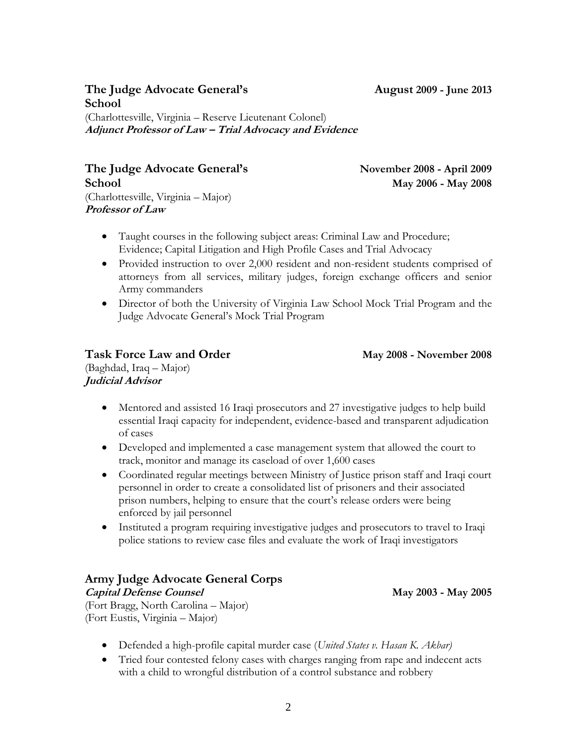**The Judge Advocate General's School** **August 2009 - June 2013**
(Charlottesville, Virginia – Reserve Lieutenant Colonel)
***Adjunct Professor of Law – Trial Advocacy and Evidence***

**The Judge Advocate General's School** **November 2008 - April 2009**
**May 2006 - May 2008**
(Charlottesville, Virginia – Major)
***Professor of Law***

- Taught courses in the following subject areas: Criminal Law and Procedure; Evidence; Capital Litigation and High Profile Cases and Trial Advocacy
- Provided instruction to over 2,000 resident and non-resident students comprised of attorneys from all services, military judges, foreign exchange officers and senior Army commanders
- Director of both the University of Virginia Law School Mock Trial Program and the Judge Advocate General's Mock Trial Program

**Task Force Law and Order** **May 2008 - November 2008**
(Baghdad, Iraq – Major)
***Judicial Advisor***

- Mentored and assisted 16 Iraqi prosecutors and 27 investigative judges to help build essential Iraqi capacity for independent, evidence-based and transparent adjudication of cases
- Developed and implemented a case management system that allowed the court to track, monitor and manage its caseload of over 1,600 cases
- Coordinated regular meetings between Ministry of Justice prison staff and Iraqi court personnel in order to create a consolidated list of prisoners and their associated prison numbers, helping to ensure that the court's release orders were being enforced by jail personnel
- Instituted a program requiring investigative judges and prosecutors to travel to Iraqi police stations to review case files and evaluate the work of Iraqi investigators

**Army Judge Advocate General Corps**
***Capital Defense Counsel*** **May 2003 - May 2005**
(Fort Bragg, North Carolina – Major)
(Fort Eustis, Virginia – Major)

- Defended a high-profile capital murder case (*United States v. Hasan K. Akbar)*
- Tried four contested felony cases with charges ranging from rape and indecent acts with a child to wrongful distribution of a control substance and robbery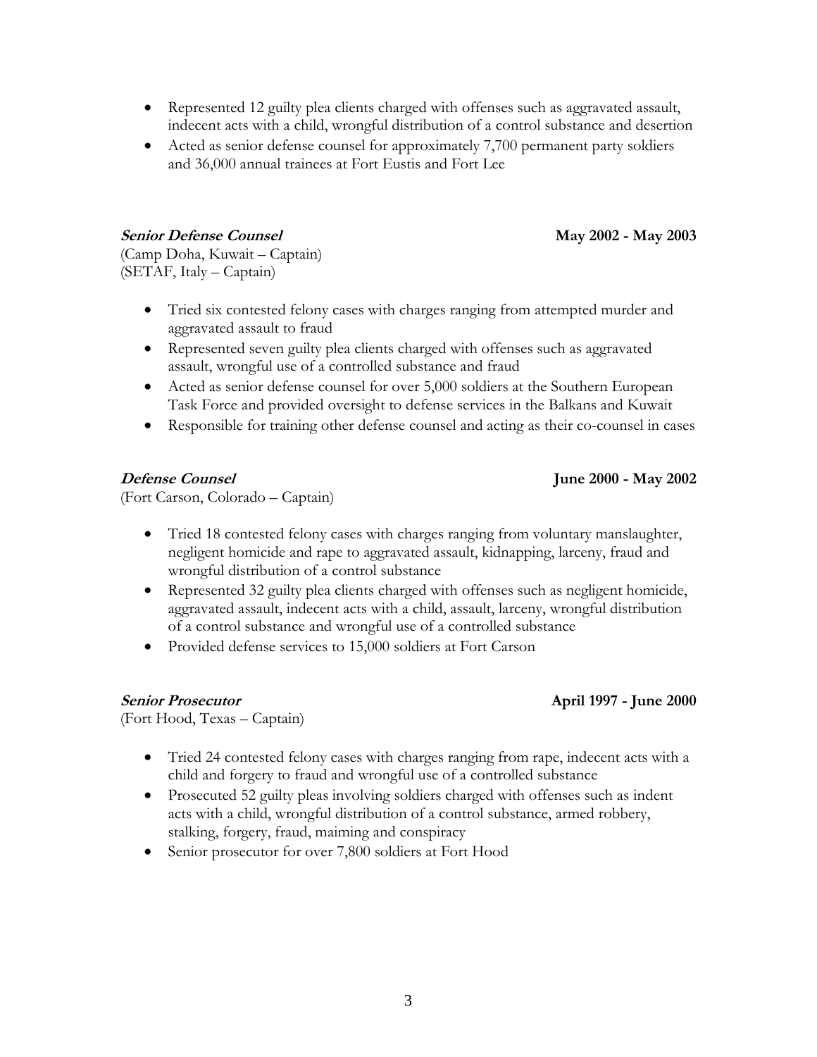- Represented 12 guilty plea clients charged with offenses such as aggravated assault, indecent acts with a child, wrongful distribution of a control substance and desertion
- Acted as senior defense counsel for approximately 7,700 permanent party soldiers and 36,000 annual trainees at Fort Eustis and Fort Lee

***Senior Defense Counsel*** **May 2002 - May 2003**

(Camp Doha, Kuwait – Captain)
(SETAF, Italy – Captain)

- Tried six contested felony cases with charges ranging from attempted murder and aggravated assault to fraud
- Represented seven guilty plea clients charged with offenses such as aggravated assault, wrongful use of a controlled substance and fraud
- Acted as senior defense counsel for over 5,000 soldiers at the Southern European Task Force and provided oversight to defense services in the Balkans and Kuwait
- Responsible for training other defense counsel and acting as their co-counsel in cases

***Defense Counsel*** **June 2000 - May 2002**

(Fort Carson, Colorado – Captain)

- Tried 18 contested felony cases with charges ranging from voluntary manslaughter, negligent homicide and rape to aggravated assault, kidnapping, larceny, fraud and wrongful distribution of a control substance
- Represented 32 guilty plea clients charged with offenses such as negligent homicide, aggravated assault, indecent acts with a child, assault, larceny, wrongful distribution of a control substance and wrongful use of a controlled substance
- Provided defense services to 15,000 soldiers at Fort Carson

***Senior Prosecutor*** **April 1997 - June 2000**

(Fort Hood, Texas – Captain)

- Tried 24 contested felony cases with charges ranging from rape, indecent acts with a child and forgery to fraud and wrongful use of a controlled substance
- Prosecuted 52 guilty pleas involving soldiers charged with offenses such as indent acts with a child, wrongful distribution of a control substance, armed robbery, stalking, forgery, fraud, maiming and conspiracy
- Senior prosecutor for over 7,800 soldiers at Fort Hood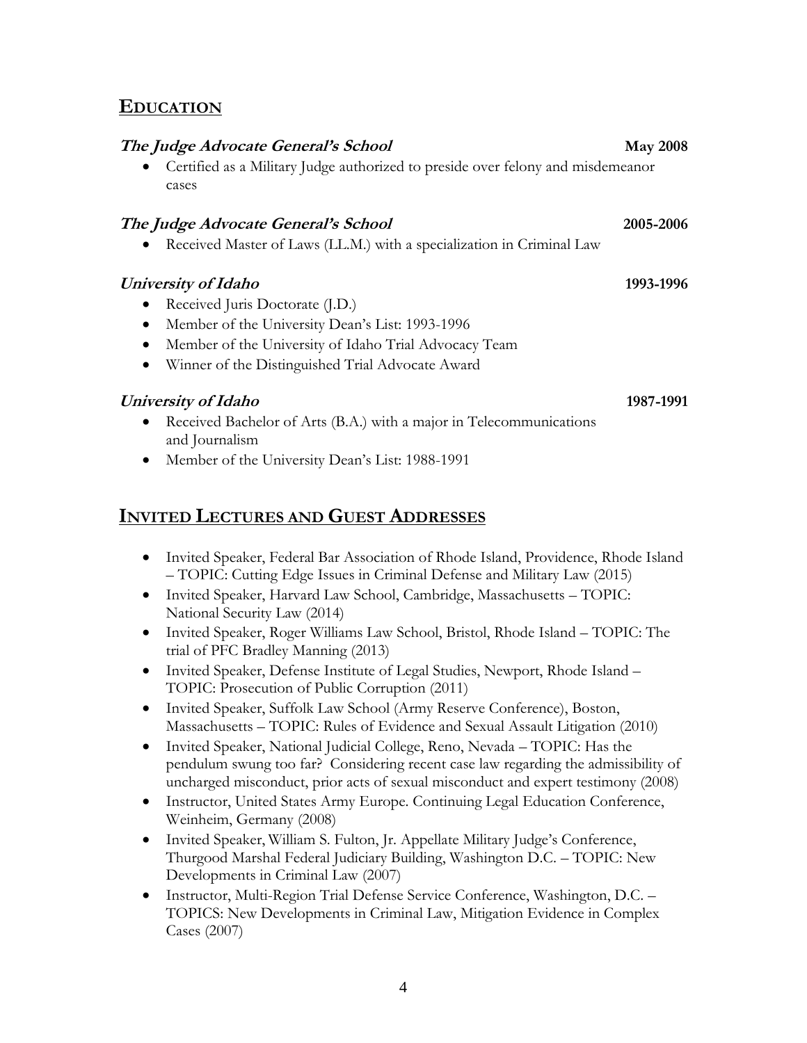## EDUCATION

***The Judge Advocate General's School*** **May 2008**

- Certified as a Military Judge authorized to preside over felony and misdemeanor cases

***The Judge Advocate General's School*** **2005-2006**

- Received Master of Laws (LL.M.) with a specialization in Criminal Law

***University of Idaho*** **1993-1996**

- Received Juris Doctorate (J.D.)
- Member of the University Dean's List: 1993-1996
- Member of the University of Idaho Trial Advocacy Team
- Winner of the Distinguished Trial Advocate Award

***University of Idaho*** **1987-1991**

- Received Bachelor of Arts (B.A.) with a major in Telecommunications and Journalism
- Member of the University Dean's List: 1988-1991

## INVITED LECTURES AND GUEST ADDRESSES

- Invited Speaker, Federal Bar Association of Rhode Island, Providence, Rhode Island – TOPIC: Cutting Edge Issues in Criminal Defense and Military Law (2015)
- Invited Speaker, Harvard Law School, Cambridge, Massachusetts – TOPIC: National Security Law (2014)
- Invited Speaker, Roger Williams Law School, Bristol, Rhode Island – TOPIC: The trial of PFC Bradley Manning (2013)
- Invited Speaker, Defense Institute of Legal Studies, Newport, Rhode Island – TOPIC: Prosecution of Public Corruption (2011)
- Invited Speaker, Suffolk Law School (Army Reserve Conference), Boston, Massachusetts – TOPIC: Rules of Evidence and Sexual Assault Litigation (2010)
- Invited Speaker, National Judicial College, Reno, Nevada – TOPIC: Has the pendulum swung too far? Considering recent case law regarding the admissibility of uncharged misconduct, prior acts of sexual misconduct and expert testimony (2008)
- Instructor, United States Army Europe. Continuing Legal Education Conference, Weinheim, Germany (2008)
- Invited Speaker, William S. Fulton, Jr. Appellate Military Judge's Conference, Thurgood Marshal Federal Judiciary Building, Washington D.C. – TOPIC: New Developments in Criminal Law (2007)
- Instructor, Multi-Region Trial Defense Service Conference, Washington, D.C. – TOPICS: New Developments in Criminal Law, Mitigation Evidence in Complex Cases (2007)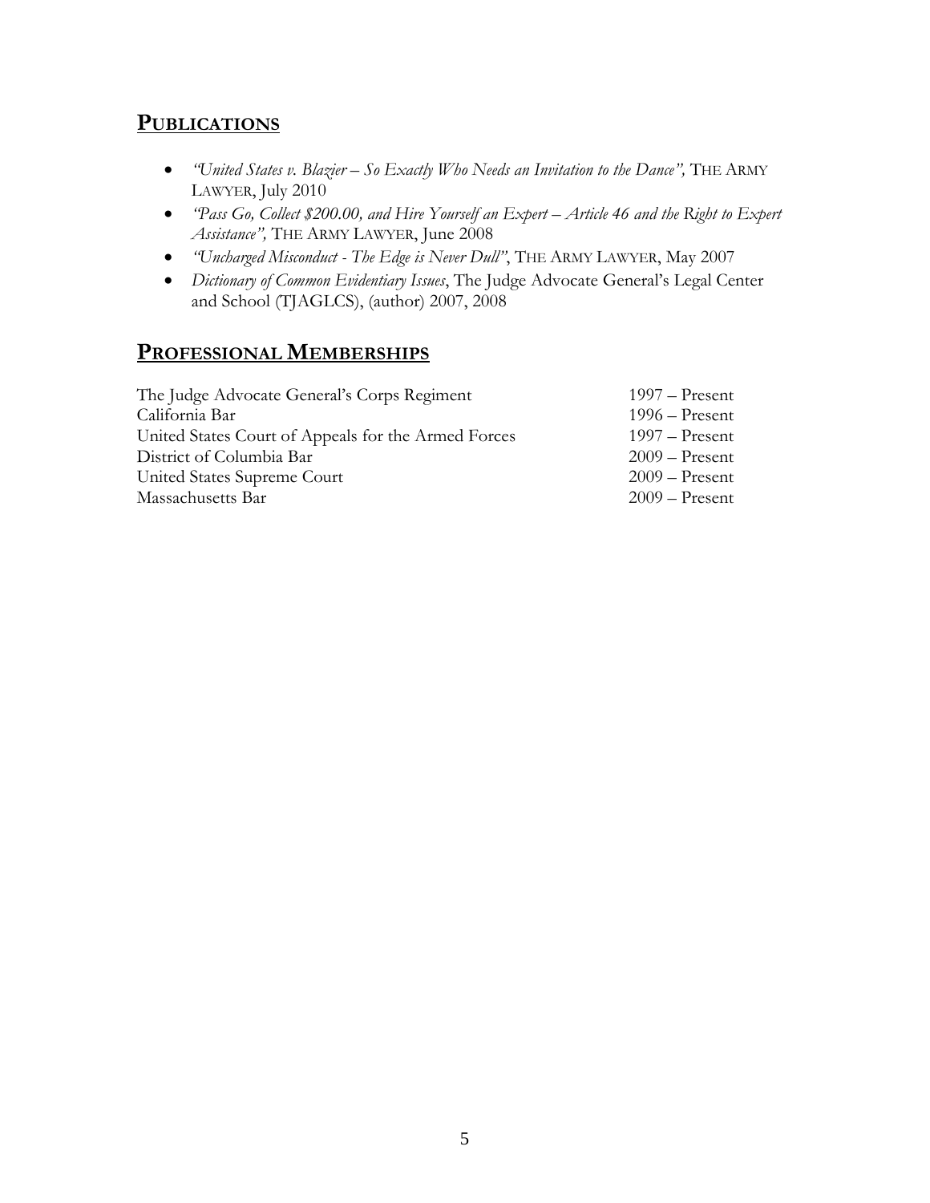## **PUBLICATIONS**

- *"United States v. Blazier – So Exactly Who Needs an Invitation to the Dance",* THE ARMY LAWYER, July 2010
- *"Pass Go, Collect $200.00, and Hire Yourself an Expert – Article 46 and the Right to Expert Assistance",* THE ARMY LAWYER, June 2008
- *"Uncharged Misconduct - The Edge is Never Dull"*, THE ARMY LAWYER, May 2007
- *Dictionary of Common Evidentiary Issues*, The Judge Advocate General's Legal Center and School (TJAGLCS), (author) 2007, 2008

## **PROFESSIONAL MEMBERSHIPS**

| | |
|---|---|
| The Judge Advocate General's Corps Regiment | 1997 – Present |
| California Bar | 1996 – Present |
| United States Court of Appeals for the Armed Forces | 1997 – Present |
| District of Columbia Bar | 2009 – Present |
| United States Supreme Court | 2009 – Present |
| Massachusetts Bar | 2009 – Present |